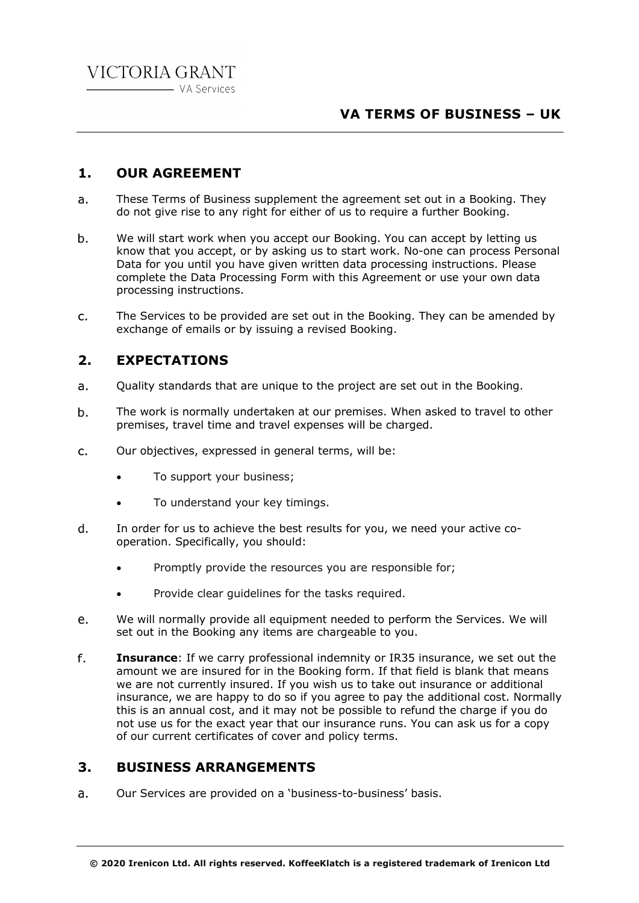VICTORIA GRANT
VA Services

# VA TERMS OF BUSINESS – UK

## 1. OUR AGREEMENT

a. These Terms of Business supplement the agreement set out in a Booking. They do not give rise to any right for either of us to require a further Booking.

b. We will start work when you accept our Booking. You can accept by letting us know that you accept, or by asking us to start work. No-one can process Personal Data for you until you have given written data processing instructions. Please complete the Data Processing Form with this Agreement or use your own data processing instructions.

c. The Services to be provided are set out in the Booking. They can be amended by exchange of emails or by issuing a revised Booking.

## 2. EXPECTATIONS

a. Quality standards that are unique to the project are set out in the Booking.

b. The work is normally undertaken at our premises. When asked to travel to other premises, travel time and travel expenses will be charged.

c. Our objectives, expressed in general terms, will be:

- To support your business;
- To understand your key timings.

d. In order for us to achieve the best results for you, we need your active co-operation. Specifically, you should:

- Promptly provide the resources you are responsible for;
- Provide clear guidelines for the tasks required.

e. We will normally provide all equipment needed to perform the Services. We will set out in the Booking any items are chargeable to you.

f. **Insurance**: If we carry professional indemnity or IR35 insurance, we set out the amount we are insured for in the Booking form. If that field is blank that means we are not currently insured. If you wish us to take out insurance or additional insurance, we are happy to do so if you agree to pay the additional cost. Normally this is an annual cost, and it may not be possible to refund the charge if you do not use us for the exact year that our insurance runs. You can ask us for a copy of our current certificates of cover and policy terms.

## 3. BUSINESS ARRANGEMENTS

a. Our Services are provided on a 'business-to-business' basis.

**© 2020 Irenicon Ltd. All rights reserved. KoffeeKlatch is a registered trademark of Irenicon Ltd**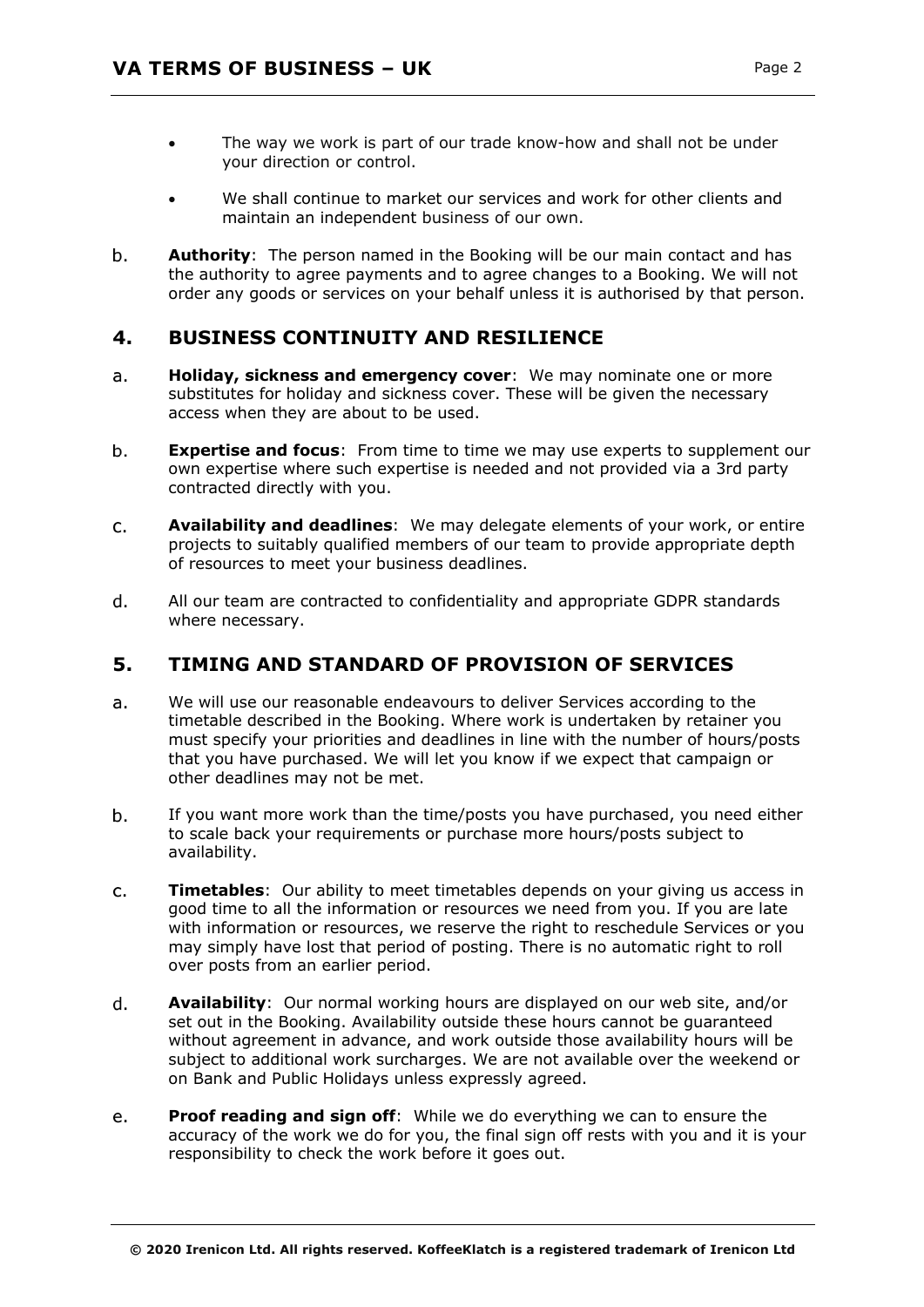- The way we work is part of our trade know-how and shall not be under your direction or control.

- We shall continue to market our services and work for other clients and maintain an independent business of our own.

b. **Authority**: The person named in the Booking will be our main contact and has the authority to agree payments and to agree changes to a Booking. We will not order any goods or services on your behalf unless it is authorised by that person.

## 4. BUSINESS CONTINUITY AND RESILIENCE

a. **Holiday, sickness and emergency cover**: We may nominate one or more substitutes for holiday and sickness cover. These will be given the necessary access when they are about to be used.

b. **Expertise and focus**: From time to time we may use experts to supplement our own expertise where such expertise is needed and not provided via a 3rd party contracted directly with you.

c. **Availability and deadlines**: We may delegate elements of your work, or entire projects to suitably qualified members of our team to provide appropriate depth of resources to meet your business deadlines.

d. All our team are contracted to confidentiality and appropriate GDPR standards where necessary.

## 5. TIMING AND STANDARD OF PROVISION OF SERVICES

a. We will use our reasonable endeavours to deliver Services according to the timetable described in the Booking. Where work is undertaken by retainer you must specify your priorities and deadlines in line with the number of hours/posts that you have purchased. We will let you know if we expect that campaign or other deadlines may not be met.

b. If you want more work than the time/posts you have purchased, you need either to scale back your requirements or purchase more hours/posts subject to availability.

c. **Timetables**: Our ability to meet timetables depends on your giving us access in good time to all the information or resources we need from you. If you are late with information or resources, we reserve the right to reschedule Services or you may simply have lost that period of posting. There is no automatic right to roll over posts from an earlier period.

d. **Availability**: Our normal working hours are displayed on our web site, and/or set out in the Booking. Availability outside these hours cannot be guaranteed without agreement in advance, and work outside those availability hours will be subject to additional work surcharges. We are not available over the weekend or on Bank and Public Holidays unless expressly agreed.

e. **Proof reading and sign off**: While we do everything we can to ensure the accuracy of the work we do for you, the final sign off rests with you and it is your responsibility to check the work before it goes out.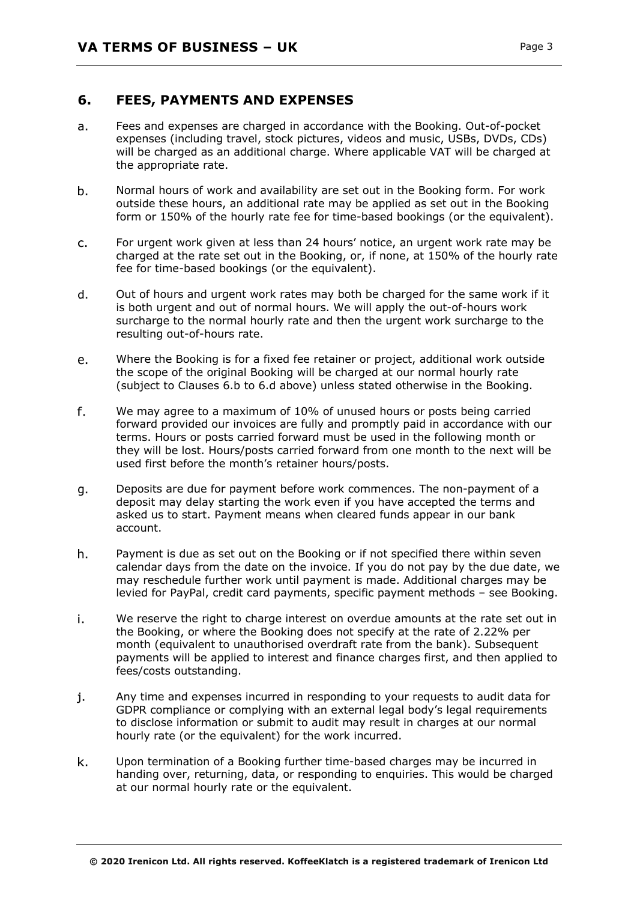## 6. FEES, PAYMENTS AND EXPENSES

a. Fees and expenses are charged in accordance with the Booking. Out-of-pocket expenses (including travel, stock pictures, videos and music, USBs, DVDs, CDs) will be charged as an additional charge. Where applicable VAT will be charged at the appropriate rate.

b. Normal hours of work and availability are set out in the Booking form. For work outside these hours, an additional rate may be applied as set out in the Booking form or 150% of the hourly rate fee for time-based bookings (or the equivalent).

c. For urgent work given at less than 24 hours' notice, an urgent work rate may be charged at the rate set out in the Booking, or, if none, at 150% of the hourly rate fee for time-based bookings (or the equivalent).

d. Out of hours and urgent work rates may both be charged for the same work if it is both urgent and out of normal hours. We will apply the out-of-hours work surcharge to the normal hourly rate and then the urgent work surcharge to the resulting out-of-hours rate.

e. Where the Booking is for a fixed fee retainer or project, additional work outside the scope of the original Booking will be charged at our normal hourly rate (subject to Clauses 6.b to 6.d above) unless stated otherwise in the Booking.

f. We may agree to a maximum of 10% of unused hours or posts being carried forward provided our invoices are fully and promptly paid in accordance with our terms. Hours or posts carried forward must be used in the following month or they will be lost. Hours/posts carried forward from one month to the next will be used first before the month's retainer hours/posts.

g. Deposits are due for payment before work commences. The non-payment of a deposit may delay starting the work even if you have accepted the terms and asked us to start. Payment means when cleared funds appear in our bank account.

h. Payment is due as set out on the Booking or if not specified there within seven calendar days from the date on the invoice. If you do not pay by the due date, we may reschedule further work until payment is made. Additional charges may be levied for PayPal, credit card payments, specific payment methods – see Booking.

i. We reserve the right to charge interest on overdue amounts at the rate set out in the Booking, or where the Booking does not specify at the rate of 2.22% per month (equivalent to unauthorised overdraft rate from the bank). Subsequent payments will be applied to interest and finance charges first, and then applied to fees/costs outstanding.

j. Any time and expenses incurred in responding to your requests to audit data for GDPR compliance or complying with an external legal body's legal requirements to disclose information or submit to audit may result in charges at our normal hourly rate (or the equivalent) for the work incurred.

k. Upon termination of a Booking further time-based charges may be incurred in handing over, returning, data, or responding to enquiries. This would be charged at our normal hourly rate or the equivalent.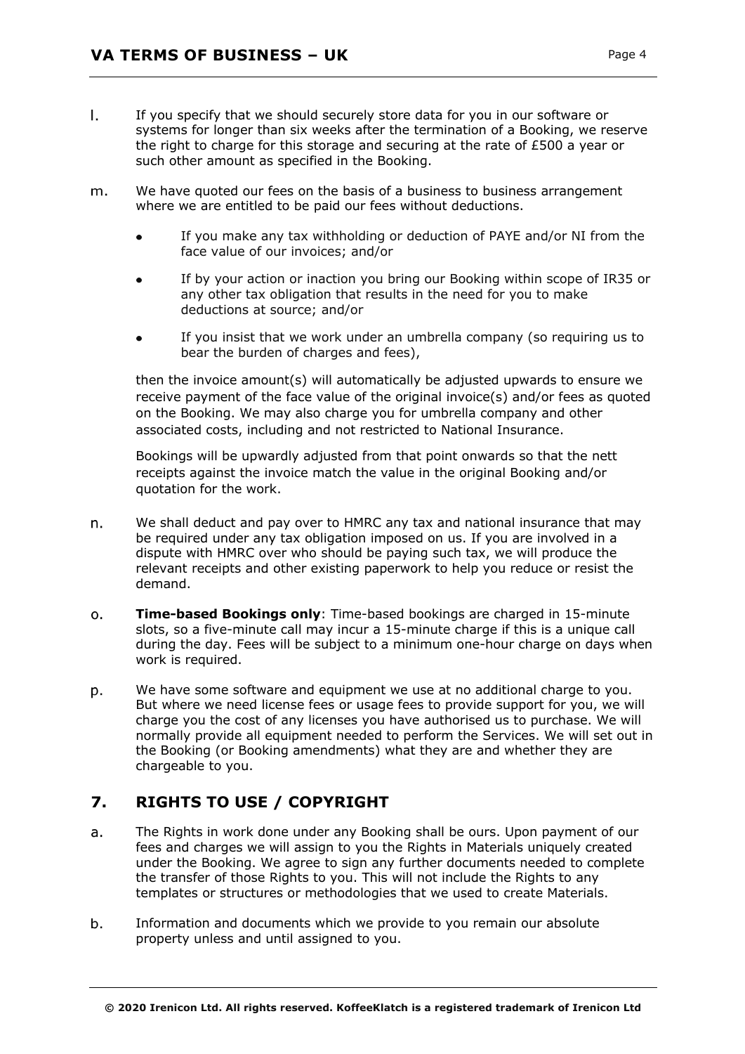l. If you specify that we should securely store data for you in our software or systems for longer than six weeks after the termination of a Booking, we reserve the right to charge for this storage and securing at the rate of £500 a year or such other amount as specified in the Booking.

m. We have quoted our fees on the basis of a business to business arrangement where we are entitled to be paid our fees without deductions.

- If you make any tax withholding or deduction of PAYE and/or NI from the face value of our invoices; and/or
- If by your action or inaction you bring our Booking within scope of IR35 or any other tax obligation that results in the need for you to make deductions at source; and/or
- If you insist that we work under an umbrella company (so requiring us to bear the burden of charges and fees),

then the invoice amount(s) will automatically be adjusted upwards to ensure we receive payment of the face value of the original invoice(s) and/or fees as quoted on the Booking. We may also charge you for umbrella company and other associated costs, including and not restricted to National Insurance.

Bookings will be upwardly adjusted from that point onwards so that the nett receipts against the invoice match the value in the original Booking and/or quotation for the work.

n. We shall deduct and pay over to HMRC any tax and national insurance that may be required under any tax obligation imposed on us. If you are involved in a dispute with HMRC over who should be paying such tax, we will produce the relevant receipts and other existing paperwork to help you reduce or resist the demand.

o. **Time-based Bookings only**: Time-based bookings are charged in 15-minute slots, so a five-minute call may incur a 15-minute charge if this is a unique call during the day. Fees will be subject to a minimum one-hour charge on days when work is required.

p. We have some software and equipment we use at no additional charge to you. But where we need license fees or usage fees to provide support for you, we will charge you the cost of any licenses you have authorised us to purchase. We will normally provide all equipment needed to perform the Services. We will set out in the Booking (or Booking amendments) what they are and whether they are chargeable to you.

## 7. RIGHTS TO USE / COPYRIGHT

a. The Rights in work done under any Booking shall be ours. Upon payment of our fees and charges we will assign to you the Rights in Materials uniquely created under the Booking. We agree to sign any further documents needed to complete the transfer of those Rights to you. This will not include the Rights to any templates or structures or methodologies that we used to create Materials.

b. Information and documents which we provide to you remain our absolute property unless and until assigned to you.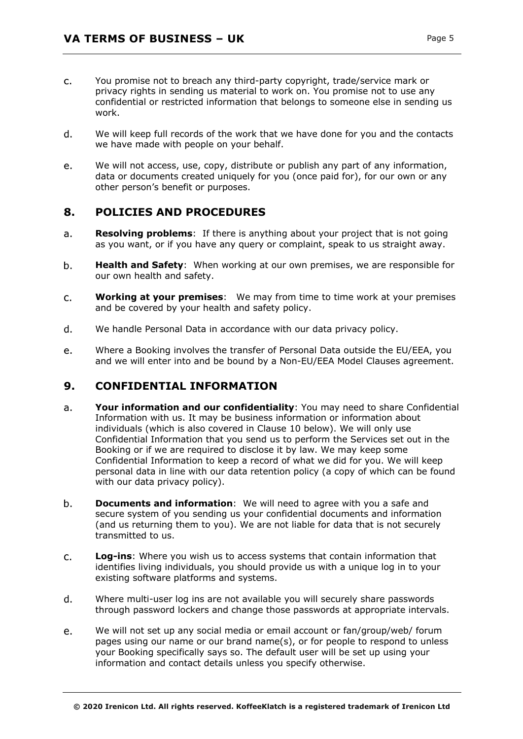c. You promise not to breach any third-party copyright, trade/service mark or privacy rights in sending us material to work on. You promise not to use any confidential or restricted information that belongs to someone else in sending us work.

d. We will keep full records of the work that we have done for you and the contacts we have made with people on your behalf.

e. We will not access, use, copy, distribute or publish any part of any information, data or documents created uniquely for you (once paid for), for our own or any other person's benefit or purposes.

## 8. POLICIES AND PROCEDURES

a. **Resolving problems**: If there is anything about your project that is not going as you want, or if you have any query or complaint, speak to us straight away.

b. **Health and Safety**: When working at our own premises, we are responsible for our own health and safety.

c. **Working at your premises**: We may from time to time work at your premises and be covered by your health and safety policy.

d. We handle Personal Data in accordance with our data privacy policy.

e. Where a Booking involves the transfer of Personal Data outside the EU/EEA, you and we will enter into and be bound by a Non-EU/EEA Model Clauses agreement.

## 9. CONFIDENTIAL INFORMATION

a. **Your information and our confidentiality**: You may need to share Confidential Information with us. It may be business information or information about individuals (which is also covered in Clause 10 below). We will only use Confidential Information that you send us to perform the Services set out in the Booking or if we are required to disclose it by law. We may keep some Confidential Information to keep a record of what we did for you. We will keep personal data in line with our data retention policy (a copy of which can be found with our data privacy policy).

b. **Documents and information**: We will need to agree with you a safe and secure system of you sending us your confidential documents and information (and us returning them to you). We are not liable for data that is not securely transmitted to us.

c. **Log-ins**: Where you wish us to access systems that contain information that identifies living individuals, you should provide us with a unique log in to your existing software platforms and systems.

d. Where multi-user log ins are not available you will securely share passwords through password lockers and change those passwords at appropriate intervals.

e. We will not set up any social media or email account or fan/group/web/ forum pages using our name or our brand name(s), or for people to respond to unless your Booking specifically says so. The default user will be set up using your information and contact details unless you specify otherwise.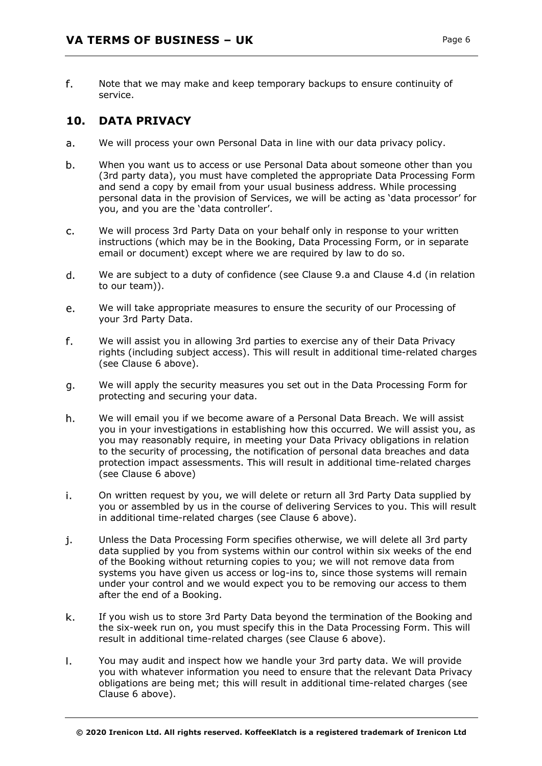f. Note that we may make and keep temporary backups to ensure continuity of service.

## 10. DATA PRIVACY

a. We will process your own Personal Data in line with our data privacy policy.

b. When you want us to access or use Personal Data about someone other than you (3rd party data), you must have completed the appropriate Data Processing Form and send a copy by email from your usual business address. While processing personal data in the provision of Services, we will be acting as 'data processor' for you, and you are the 'data controller'.

c. We will process 3rd Party Data on your behalf only in response to your written instructions (which may be in the Booking, Data Processing Form, or in separate email or document) except where we are required by law to do so.

d. We are subject to a duty of confidence (see Clause 9.a and Clause 4.d (in relation to our team)).

e. We will take appropriate measures to ensure the security of our Processing of your 3rd Party Data.

f. We will assist you in allowing 3rd parties to exercise any of their Data Privacy rights (including subject access). This will result in additional time-related charges (see Clause 6 above).

g. We will apply the security measures you set out in the Data Processing Form for protecting and securing your data.

h. We will email you if we become aware of a Personal Data Breach. We will assist you in your investigations in establishing how this occurred. We will assist you, as you may reasonably require, in meeting your Data Privacy obligations in relation to the security of processing, the notification of personal data breaches and data protection impact assessments. This will result in additional time-related charges (see Clause 6 above)

i. On written request by you, we will delete or return all 3rd Party Data supplied by you or assembled by us in the course of delivering Services to you. This will result in additional time-related charges (see Clause 6 above).

j. Unless the Data Processing Form specifies otherwise, we will delete all 3rd party data supplied by you from systems within our control within six weeks of the end of the Booking without returning copies to you; we will not remove data from systems you have given us access or log-ins to, since those systems will remain under your control and we would expect you to be removing our access to them after the end of a Booking.

k. If you wish us to store 3rd Party Data beyond the termination of the Booking and the six-week run on, you must specify this in the Data Processing Form. This will result in additional time-related charges (see Clause 6 above).

l. You may audit and inspect how we handle your 3rd party data. We will provide you with whatever information you need to ensure that the relevant Data Privacy obligations are being met; this will result in additional time-related charges (see Clause 6 above).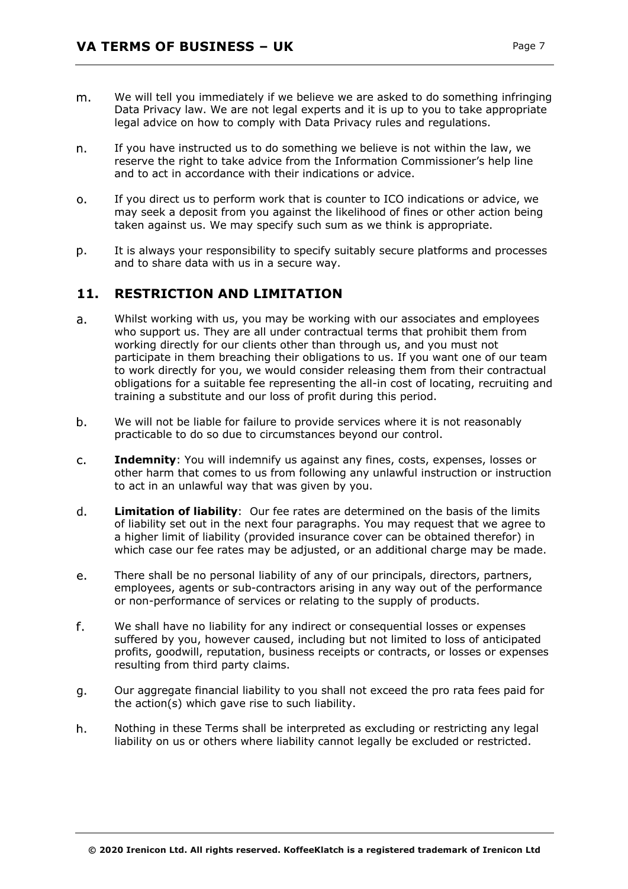m. We will tell you immediately if we believe we are asked to do something infringing Data Privacy law. We are not legal experts and it is up to you to take appropriate legal advice on how to comply with Data Privacy rules and regulations.

n. If you have instructed us to do something we believe is not within the law, we reserve the right to take advice from the Information Commissioner's help line and to act in accordance with their indications or advice.

o. If you direct us to perform work that is counter to ICO indications or advice, we may seek a deposit from you against the likelihood of fines or other action being taken against us. We may specify such sum as we think is appropriate.

p. It is always your responsibility to specify suitably secure platforms and processes and to share data with us in a secure way.

## 11. RESTRICTION AND LIMITATION

a. Whilst working with us, you may be working with our associates and employees who support us. They are all under contractual terms that prohibit them from working directly for our clients other than through us, and you must not participate in them breaching their obligations to us. If you want one of our team to work directly for you, we would consider releasing them from their contractual obligations for a suitable fee representing the all-in cost of locating, recruiting and training a substitute and our loss of profit during this period.

b. We will not be liable for failure to provide services where it is not reasonably practicable to do so due to circumstances beyond our control.

c. **Indemnity**: You will indemnify us against any fines, costs, expenses, losses or other harm that comes to us from following any unlawful instruction or instruction to act in an unlawful way that was given by you.

d. **Limitation of liability**: Our fee rates are determined on the basis of the limits of liability set out in the next four paragraphs. You may request that we agree to a higher limit of liability (provided insurance cover can be obtained therefor) in which case our fee rates may be adjusted, or an additional charge may be made.

e. There shall be no personal liability of any of our principals, directors, partners, employees, agents or sub-contractors arising in any way out of the performance or non-performance of services or relating to the supply of products.

f. We shall have no liability for any indirect or consequential losses or expenses suffered by you, however caused, including but not limited to loss of anticipated profits, goodwill, reputation, business receipts or contracts, or losses or expenses resulting from third party claims.

g. Our aggregate financial liability to you shall not exceed the pro rata fees paid for the action(s) which gave rise to such liability.

h. Nothing in these Terms shall be interpreted as excluding or restricting any legal liability on us or others where liability cannot legally be excluded or restricted.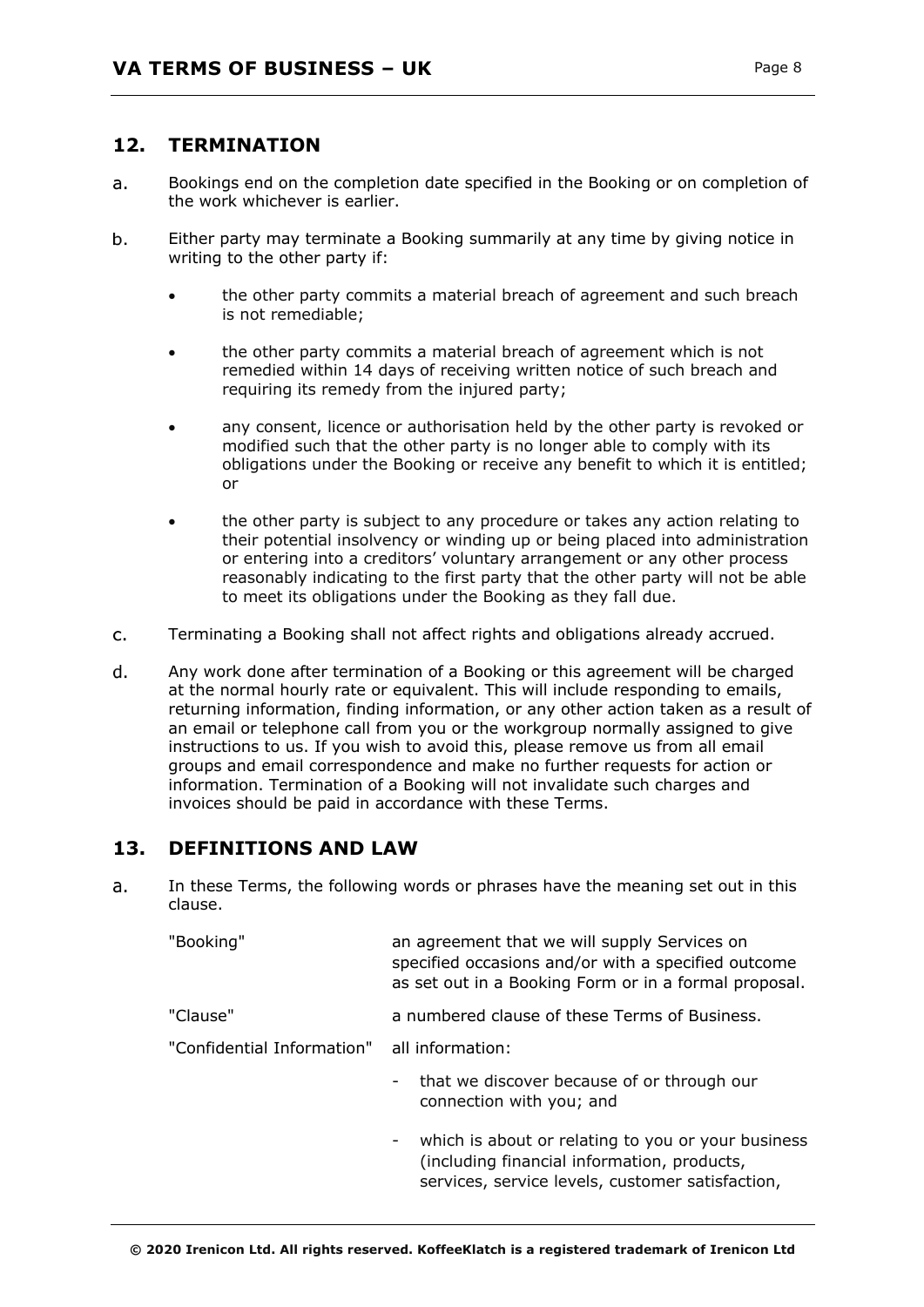## 12. TERMINATION

a. Bookings end on the completion date specified in the Booking or on completion of the work whichever is earlier.

b. Either party may terminate a Booking summarily at any time by giving notice in writing to the other party if:

- the other party commits a material breach of agreement and such breach is not remediable;
- the other party commits a material breach of agreement which is not remedied within 14 days of receiving written notice of such breach and requiring its remedy from the injured party;
- any consent, licence or authorisation held by the other party is revoked or modified such that the other party is no longer able to comply with its obligations under the Booking or receive any benefit to which it is entitled; or
- the other party is subject to any procedure or takes any action relating to their potential insolvency or winding up or being placed into administration or entering into a creditors' voluntary arrangement or any other process reasonably indicating to the first party that the other party will not be able to meet its obligations under the Booking as they fall due.

c. Terminating a Booking shall not affect rights and obligations already accrued.

d. Any work done after termination of a Booking or this agreement will be charged at the normal hourly rate or equivalent. This will include responding to emails, returning information, finding information, or any other action taken as a result of an email or telephone call from you or the workgroup normally assigned to give instructions to us. If you wish to avoid this, please remove us from all email groups and email correspondence and make no further requests for action or information. Termination of a Booking will not invalidate such charges and invoices should be paid in accordance with these Terms.

## 13. DEFINITIONS AND LAW

a. In these Terms, the following words or phrases have the meaning set out in this clause.

| | |
|---|---|
| "Booking" | an agreement that we will supply Services on specified occasions and/or with a specified outcome as set out in a Booking Form or in a formal proposal. |
| "Clause" | a numbered clause of these Terms of Business. |
| "Confidential Information" | all information:<br>- that we discover because of or through our connection with you; and<br>- which is about or relating to you or your business (including financial information, products, services, service levels, customer satisfaction, |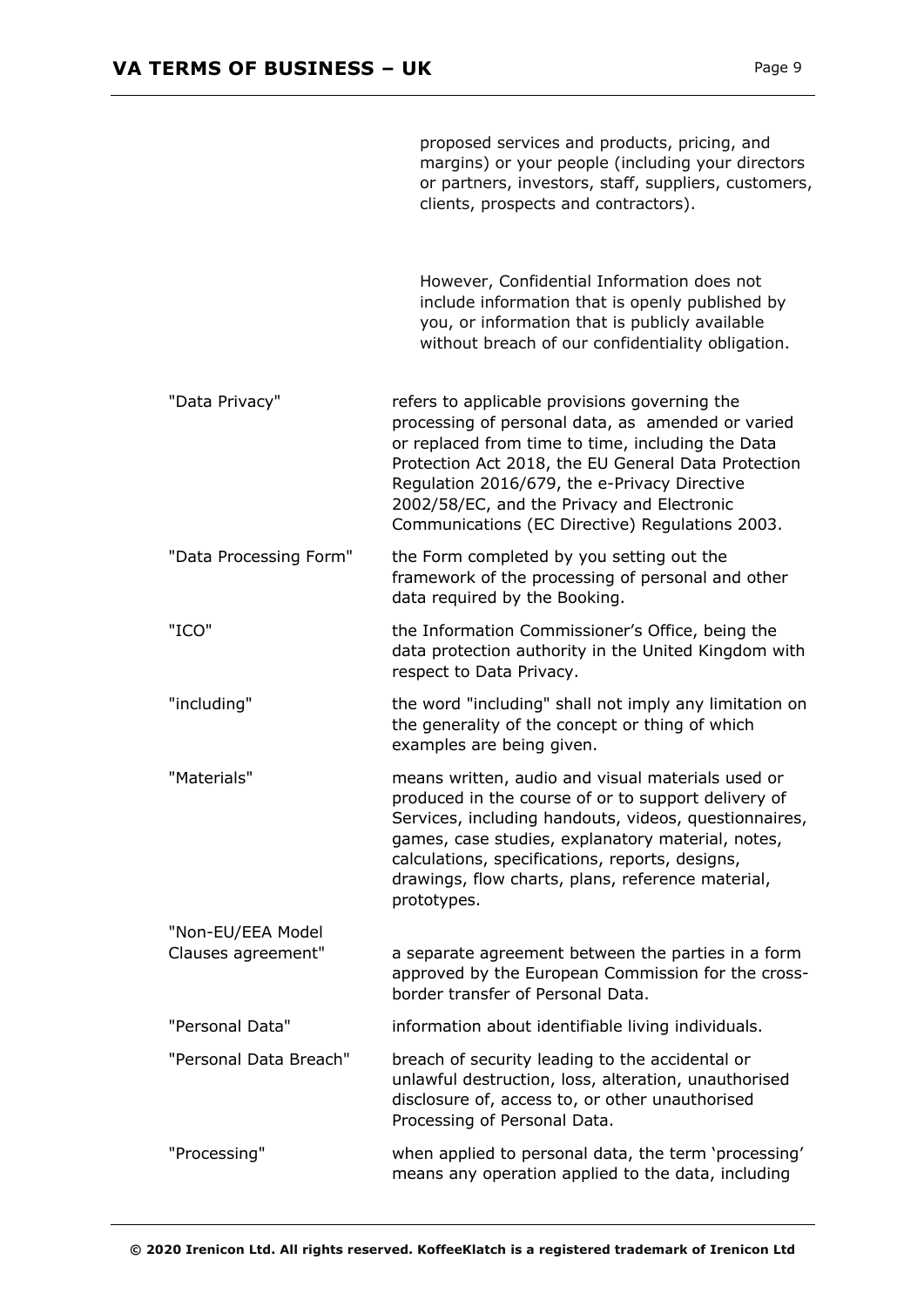| | |
|---|---|
| | proposed services and products, pricing, and margins) or your people (including your directors or partners, investors, staff, suppliers, customers, clients, prospects and contractors).<br><br>However, Confidential Information does not include information that is openly published by you, or information that is publicly available without breach of our confidentiality obligation. |
| "Data Privacy" | refers to applicable provisions governing the processing of personal data, as amended or varied or replaced from time to time, including the Data Protection Act 2018, the EU General Data Protection Regulation 2016/679, the e-Privacy Directive 2002/58/EC, and the Privacy and Electronic Communications (EC Directive) Regulations 2003. |
| "Data Processing Form" | the Form completed by you setting out the framework of the processing of personal and other data required by the Booking. |
| "ICO" | the Information Commissioner's Office, being the data protection authority in the United Kingdom with respect to Data Privacy. |
| "including" | the word "including" shall not imply any limitation on the generality of the concept or thing of which examples are being given. |
| "Materials" | means written, audio and visual materials used or produced in the course of or to support delivery of Services, including handouts, videos, questionnaires, games, case studies, explanatory material, notes, calculations, specifications, reports, designs, drawings, flow charts, plans, reference material, prototypes. |
| "Non-EU/EEA Model Clauses agreement" | a separate agreement between the parties in a form approved by the European Commission for the cross-border transfer of Personal Data. |
| "Personal Data" | information about identifiable living individuals. |
| "Personal Data Breach" | breach of security leading to the accidental or unlawful destruction, loss, alteration, unauthorised disclosure of, access to, or other unauthorised Processing of Personal Data. |
| "Processing" | when applied to personal data, the term 'processing' means any operation applied to the data, including |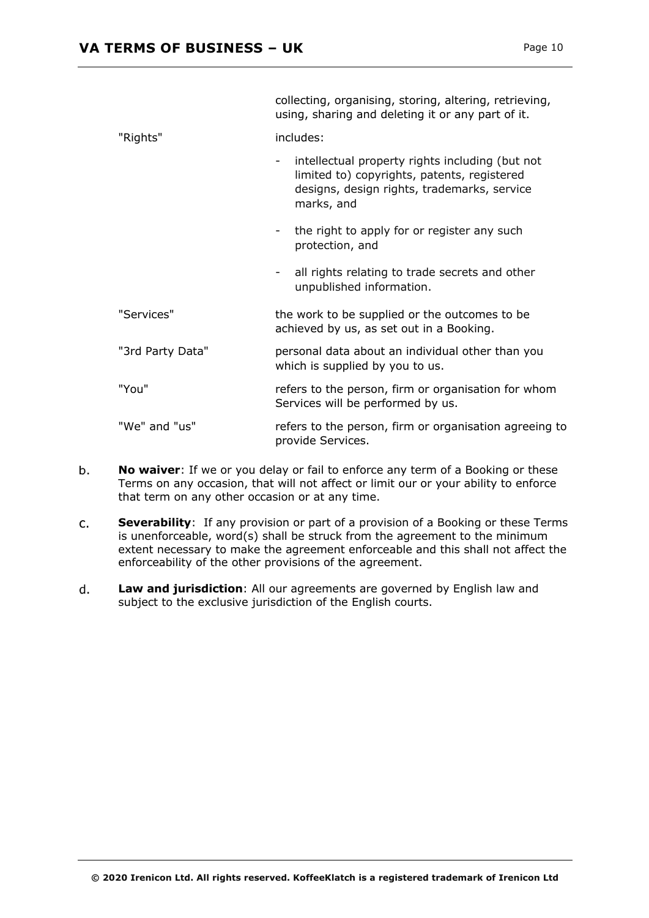| | |
|---|---|
| | collecting, organising, storing, altering, retrieving, using, sharing and deleting it or any part of it. |
| "Rights" | includes:<br>- intellectual property rights including (but not limited to) copyrights, patents, registered designs, design rights, trademarks, service marks, and<br>- the right to apply for or register any such protection, and<br>- all rights relating to trade secrets and other unpublished information. |
| "Services" | the work to be supplied or the outcomes to be achieved by us, as set out in a Booking. |
| "3rd Party Data" | personal data about an individual other than you which is supplied by you to us. |
| "You" | refers to the person, firm or organisation for whom Services will be performed by us. |
| "We" and "us" | refers to the person, firm or organisation agreeing to provide Services. |

b. **No waiver**: If we or you delay or fail to enforce any term of a Booking or these Terms on any occasion, that will not affect or limit our or your ability to enforce that term on any other occasion or at any time.

c. **Severability**: If any provision or part of a provision of a Booking or these Terms is unenforceable, word(s) shall be struck from the agreement to the minimum extent necessary to make the agreement enforceable and this shall not affect the enforceability of the other provisions of the agreement.

d. **Law and jurisdiction**: All our agreements are governed by English law and subject to the exclusive jurisdiction of the English courts.